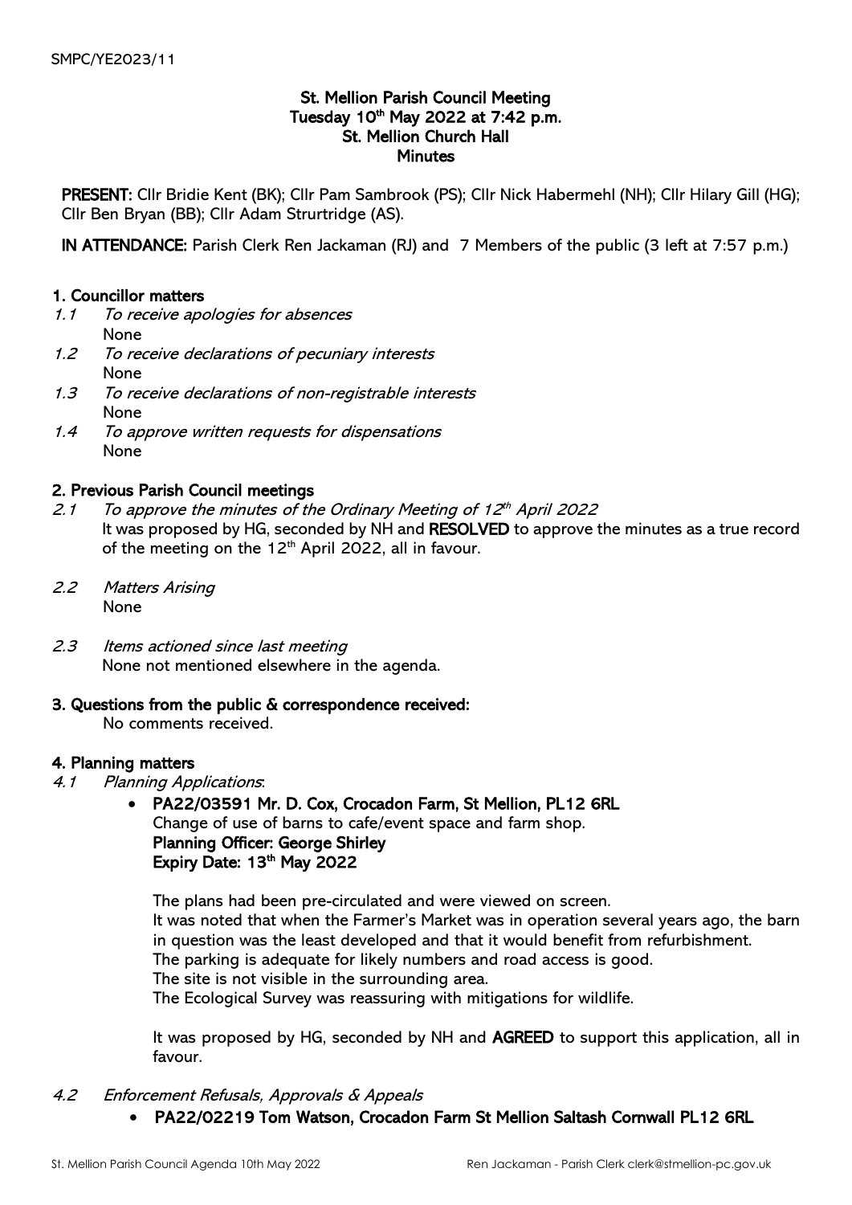SMPC/YE2023/11

# St. Mellion Parish Council Meeting
## Tuesday 10th May 2022 at 7:42 p.m.
## St. Mellion Church Hall
## Minutes

**PRESENT:** Cllr Bridie Kent (BK); Cllr Pam Sambrook (PS); Cllr Nick Habermehl (NH); Cllr Hilary Gill (HG); Cllr Ben Bryan (BB); Cllr Adam Strurtridge (AS).

**IN ATTENDANCE:** Parish Clerk Ren Jackaman (RJ) and 7 Members of the public (3 left at 7:57 p.m.)

### 1. Councillor matters

1.1 *To receive apologies for absences*
None

1.2 *To receive declarations of pecuniary interests*
None

1.3 *To receive declarations of non-registrable interests*
None

1.4 *To approve written requests for dispensations*
None

### 2. Previous Parish Council meetings

2.1 *To approve the minutes of the Ordinary Meeting of 12th April 2022*
It was proposed by HG, seconded by NH and **RESOLVED** to approve the minutes as a true record of the meeting on the 12th April 2022, all in favour.

2.2 *Matters Arising*
None

2.3 *Items actioned since last meeting*
None not mentioned elsewhere in the agenda.

### 3. Questions from the public & correspondence received:

No comments received.

### 4. Planning matters

4.1 *Planning Applications*:

- **PA22/03591 Mr. D. Cox, Crocadon Farm, St Mellion, PL12 6RL**
  Change of use of barns to cafe/event space and farm shop.
  **Planning Officer: George Shirley**
  **Expiry Date: 13th May 2022**

  The plans had been pre-circulated and were viewed on screen.
  It was noted that when the Farmer's Market was in operation several years ago, the barn in question was the least developed and that it would benefit from refurbishment.
  The parking is adequate for likely numbers and road access is good.
  The site is not visible in the surrounding area.
  The Ecological Survey was reassuring with mitigations for wildlife.

  It was proposed by HG, seconded by NH and **AGREED** to support this application, all in favour.

4.2 *Enforcement Refusals, Approvals & Appeals*

- **PA22/02219 Tom Watson, Crocadon Farm St Mellion Saltash Cornwall PL12 6RL**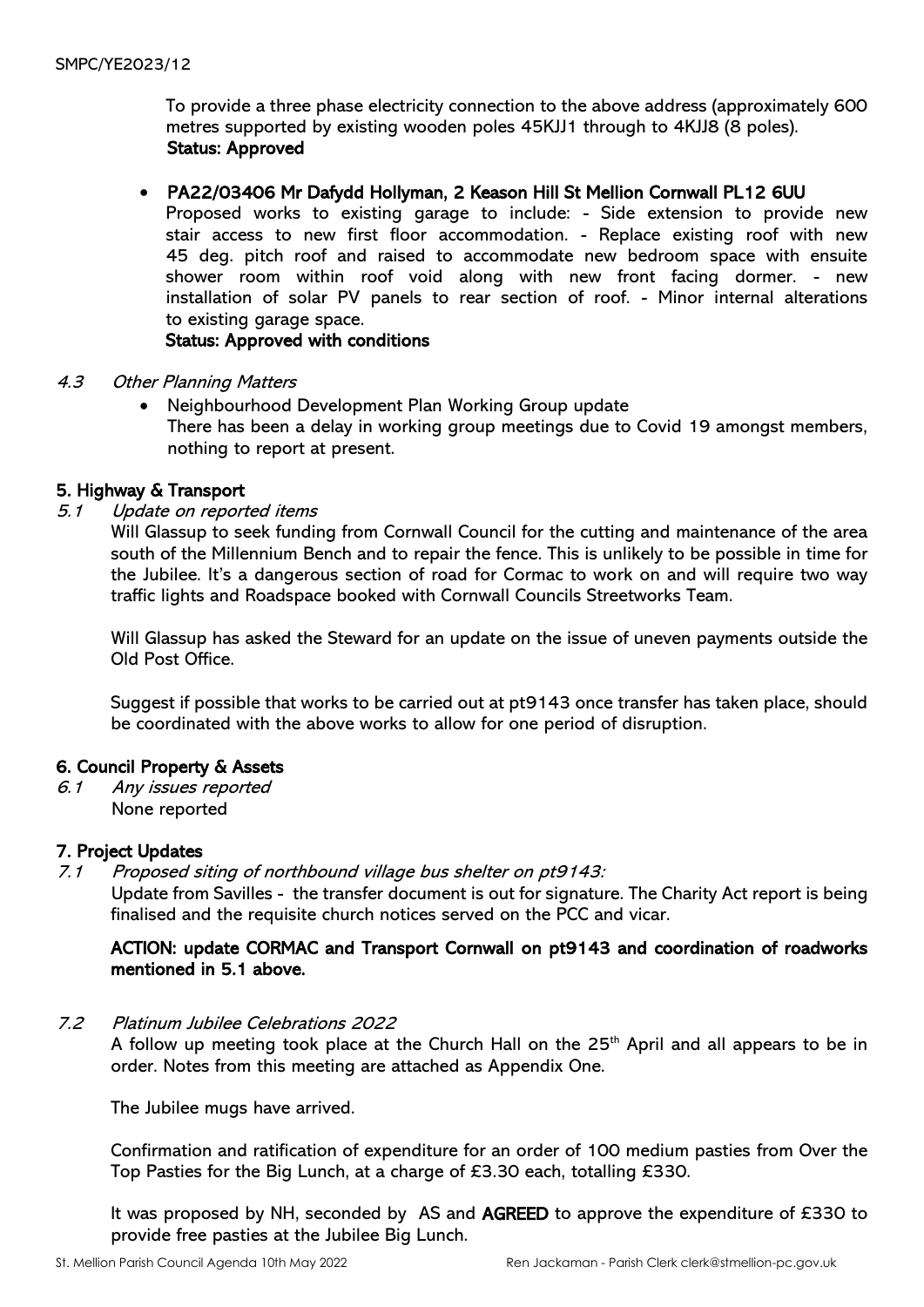To provide a three phase electricity connection to the above address (approximately 600 metres supported by existing wooden poles 45KJJ1 through to 4KJJ8 (8 poles).
**Status: Approved**

- **PA22/03406 Mr Dafydd Hollyman, 2 Keason Hill St Mellion Cornwall PL12 6UU**
  Proposed works to existing garage to include: - Side extension to provide new stair access to new first floor accommodation. - Replace existing roof with new 45 deg. pitch roof and raised to accommodate new bedroom space with ensuite shower room within roof void along with new front facing dormer. - new installation of solar PV panels to rear section of roof. - Minor internal alterations to existing garage space.
  **Status: Approved with conditions**

*4.3 Other Planning Matters*

- Neighbourhood Development Plan Working Group update
  There has been a delay in working group meetings due to Covid 19 amongst members, nothing to report at present.

## 5. Highway & Transport

*5.1 Update on reported items*

Will Glassup to seek funding from Cornwall Council for the cutting and maintenance of the area south of the Millennium Bench and to repair the fence. This is unlikely to be possible in time for the Jubilee. It's a dangerous section of road for Cormac to work on and will require two way traffic lights and Roadspace booked with Cornwall Councils Streetworks Team.

Will Glassup has asked the Steward for an update on the issue of uneven payments outside the Old Post Office.

Suggest if possible that works to be carried out at pt9143 once transfer has taken place, should be coordinated with the above works to allow for one period of disruption.

## 6. Council Property & Assets

*6.1 Any issues reported*

None reported

## 7. Project Updates

*7.1 Proposed siting of northbound village bus shelter on pt9143:*

Update from Savilles - the transfer document is out for signature. The Charity Act report is being finalised and the requisite church notices served on the PCC and vicar.

**ACTION: update CORMAC and Transport Cornwall on pt9143 and coordination of roadworks mentioned in 5.1 above.**

*7.2 Platinum Jubilee Celebrations 2022*

A follow up meeting took place at the Church Hall on the 25th April and all appears to be in order. Notes from this meeting are attached as Appendix One.

The Jubilee mugs have arrived.

Confirmation and ratification of expenditure for an order of 100 medium pasties from Over the Top Pasties for the Big Lunch, at a charge of £3.30 each, totalling £330.

It was proposed by NH, seconded by AS and **AGREED** to approve the expenditure of £330 to provide free pasties at the Jubilee Big Lunch.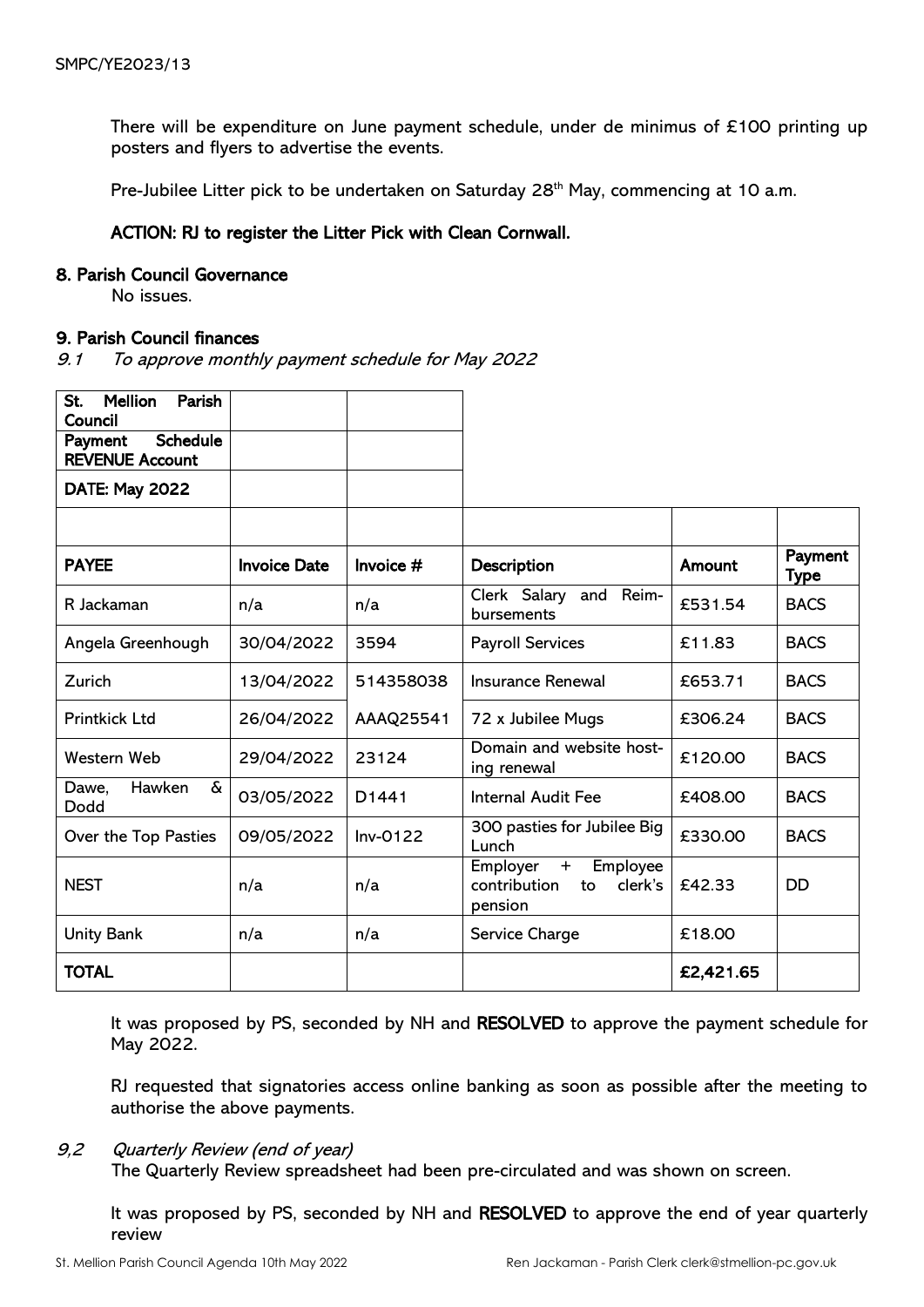There will be expenditure on June payment schedule, under de minimus of £100 printing up posters and flyers to advertise the events.

Pre-Jubilee Litter pick to be undertaken on Saturday 28th May, commencing at 10 a.m.

**ACTION: RJ to register the Litter Pick with Clean Cornwall.**

## 8. Parish Council Governance

No issues.

## 9. Parish Council finances

*9.1 To approve monthly payment schedule for May 2022*

| **St. Mellion Parish Council** | | | | | |
|---|---|---|---|---|---|
| **Payment Schedule REVENUE Account** | | | | | |
| **DATE: May 2022** | | | | | |
| | | | | | |
| **PAYEE** | **Invoice Date** | **Invoice #** | **Description** | **Amount** | **Payment Type** |
| R Jackaman | n/a | n/a | Clerk Salary and Reimbursements | £531.54 | BACS |
| Angela Greenhough | 30/04/2022 | 3594 | Payroll Services | £11.83 | BACS |
| Zurich | 13/04/2022 | 514358038 | Insurance Renewal | £653.71 | BACS |
| Printkick Ltd | 26/04/2022 | AAAQ25541 | 72 x Jubilee Mugs | £306.24 | BACS |
| Western Web | 29/04/2022 | 23124 | Domain and website hosting renewal | £120.00 | BACS |
| Dawe, Hawken & Dodd | 03/05/2022 | D1441 | Internal Audit Fee | £408.00 | BACS |
| Over the Top Pasties | 09/05/2022 | Inv-0122 | 300 pasties for Jubilee Big Lunch | £330.00 | BACS |
| NEST | n/a | n/a | Employer + Employee contribution to clerk's pension | £42.33 | DD |
| Unity Bank | n/a | n/a | Service Charge | £18.00 | |
| **TOTAL** | | | | **£2,421.65** | |

It was proposed by PS, seconded by NH and **RESOLVED** to approve the payment schedule for May 2022.

RJ requested that signatories access online banking as soon as possible after the meeting to authorise the above payments.

*9,2 Quarterly Review (end of year)*

The Quarterly Review spreadsheet had been pre-circulated and was shown on screen.

It was proposed by PS, seconded by NH and **RESOLVED** to approve the end of year quarterly review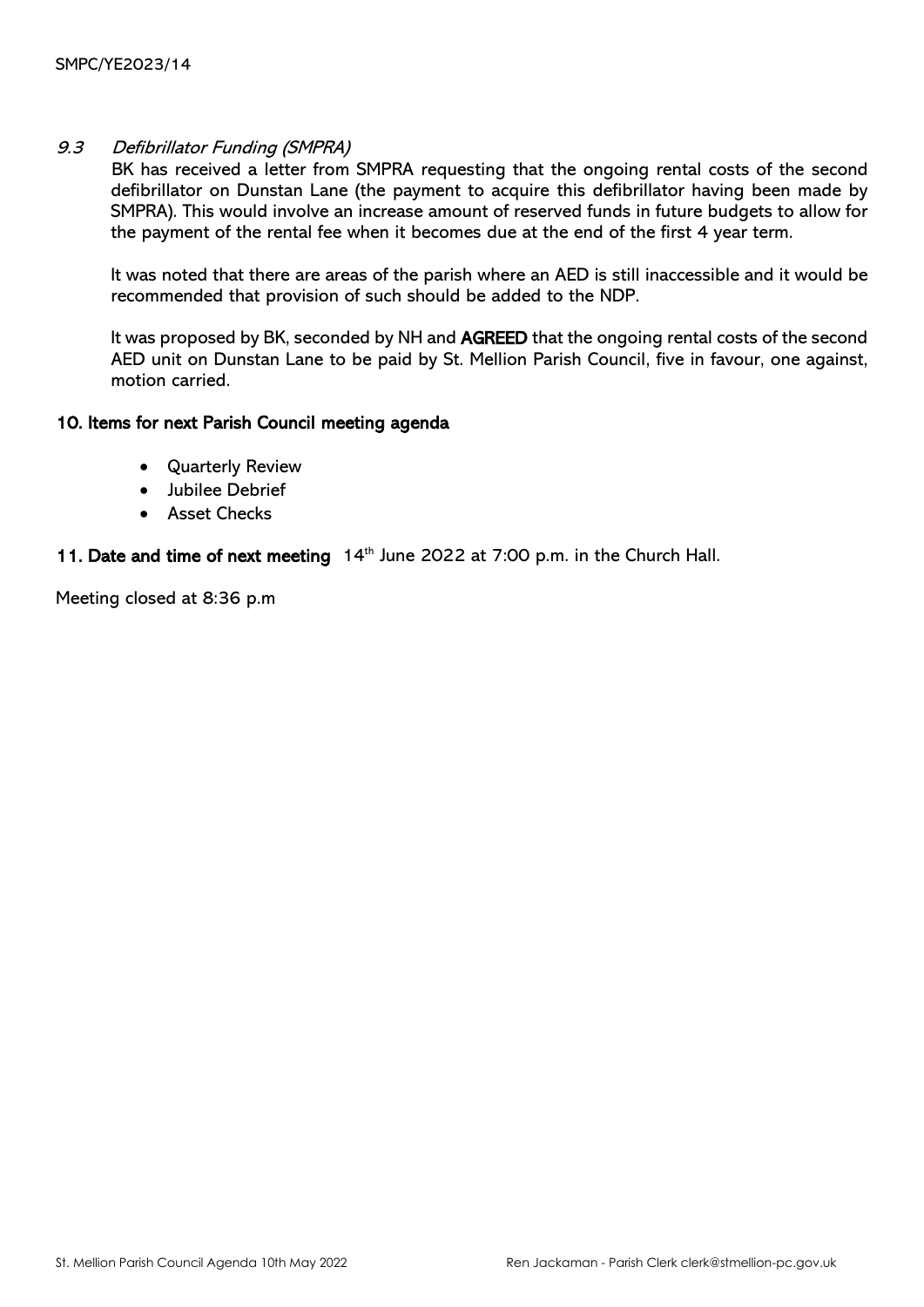### *9.3 Defibrillator Funding (SMPRA)*

BK has received a letter from SMPRA requesting that the ongoing rental costs of the second defibrillator on Dunstan Lane (the payment to acquire this defibrillator having been made by SMPRA). This would involve an increase amount of reserved funds in future budgets to allow for the payment of the rental fee when it becomes due at the end of the first 4 year term.

It was noted that there are areas of the parish where an AED is still inaccessible and it would be recommended that provision of such should be added to the NDP.

It was proposed by BK, seconded by NH and **AGREED** that the ongoing rental costs of the second AED unit on Dunstan Lane to be paid by St. Mellion Parish Council, five in favour, one against, motion carried.

## 10. Items for next Parish Council meeting agenda

- Quarterly Review
- Jubilee Debrief
- Asset Checks

## 11. Date and time of next meeting

14th June 2022 at 7:00 p.m. in the Church Hall.

Meeting closed at 8:36 p.m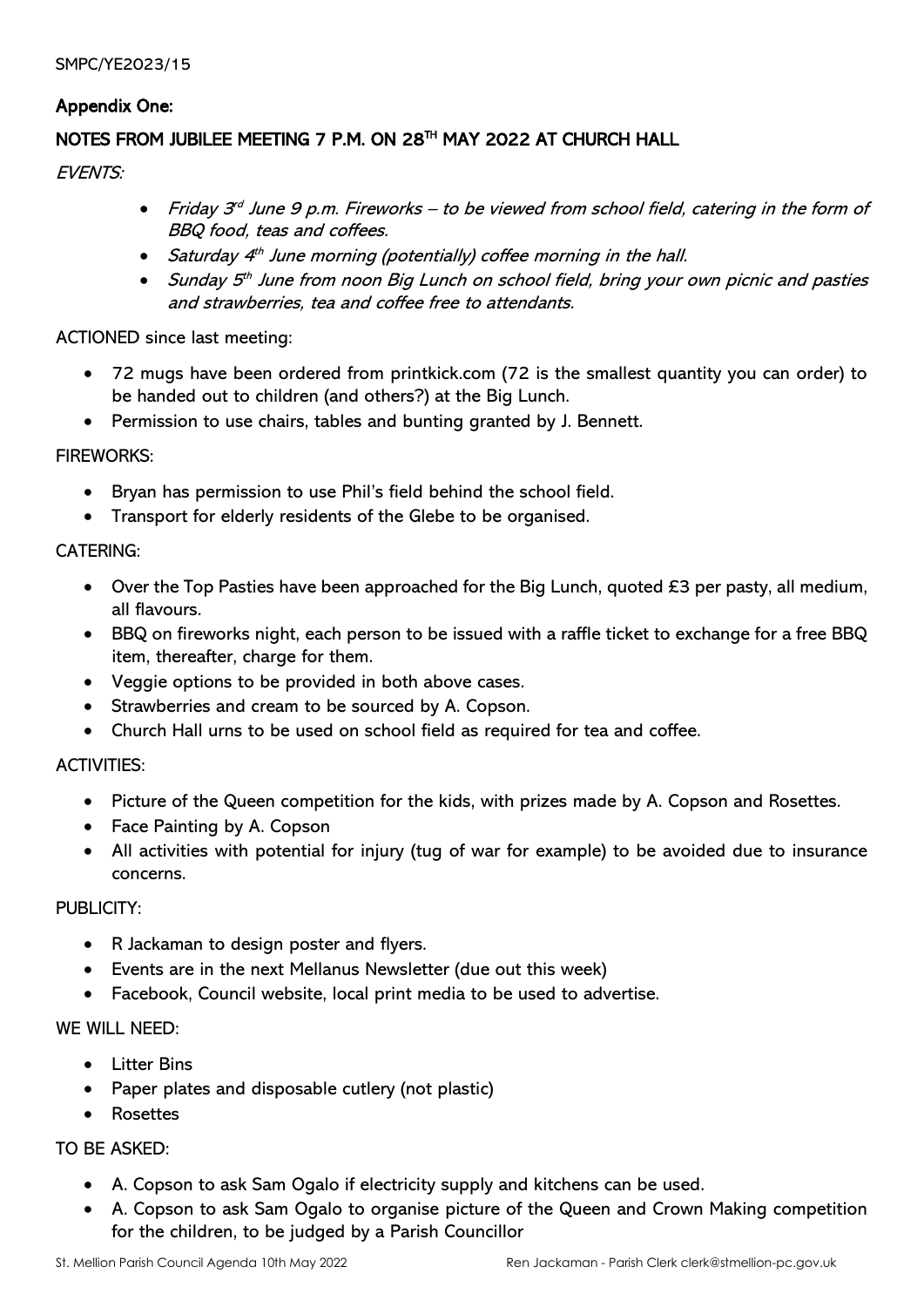SMPC/YE2023/15

**Appendix One:**

**NOTES FROM JUBILEE MEETING 7 P.M. ON 28TH MAY 2022 AT CHURCH HALL**

*EVENTS:*

- *Friday 3rd June 9 p.m. Fireworks – to be viewed from school field, catering in the form of BBQ food, teas and coffees.*
- *Saturday 4th June morning (potentially) coffee morning in the hall.*
- *Sunday 5th June from noon Big Lunch on school field, bring your own picnic and pasties and strawberries, tea and coffee free to attendants.*

ACTIONED since last meeting:

- 72 mugs have been ordered from printkick.com (72 is the smallest quantity you can order) to be handed out to children (and others?) at the Big Lunch.
- Permission to use chairs, tables and bunting granted by J. Bennett.

FIREWORKS:

- Bryan has permission to use Phil's field behind the school field.
- Transport for elderly residents of the Glebe to be organised.

CATERING:

- Over the Top Pasties have been approached for the Big Lunch, quoted £3 per pasty, all medium, all flavours.
- BBQ on fireworks night, each person to be issued with a raffle ticket to exchange for a free BBQ item, thereafter, charge for them.
- Veggie options to be provided in both above cases.
- Strawberries and cream to be sourced by A. Copson.
- Church Hall urns to be used on school field as required for tea and coffee.

ACTIVITIES:

- Picture of the Queen competition for the kids, with prizes made by A. Copson and Rosettes.
- Face Painting by A. Copson
- All activities with potential for injury (tug of war for example) to be avoided due to insurance concerns.

PUBLICITY:

- R Jackaman to design poster and flyers.
- Events are in the next Mellanus Newsletter (due out this week)
- Facebook, Council website, local print media to be used to advertise.

WE WILL NEED:

- Litter Bins
- Paper plates and disposable cutlery (not plastic)
- Rosettes

TO BE ASKED:

- A. Copson to ask Sam Ogalo if electricity supply and kitchens can be used.
- A. Copson to ask Sam Ogalo to organise picture of the Queen and Crown Making competition for the children, to be judged by a Parish Councillor